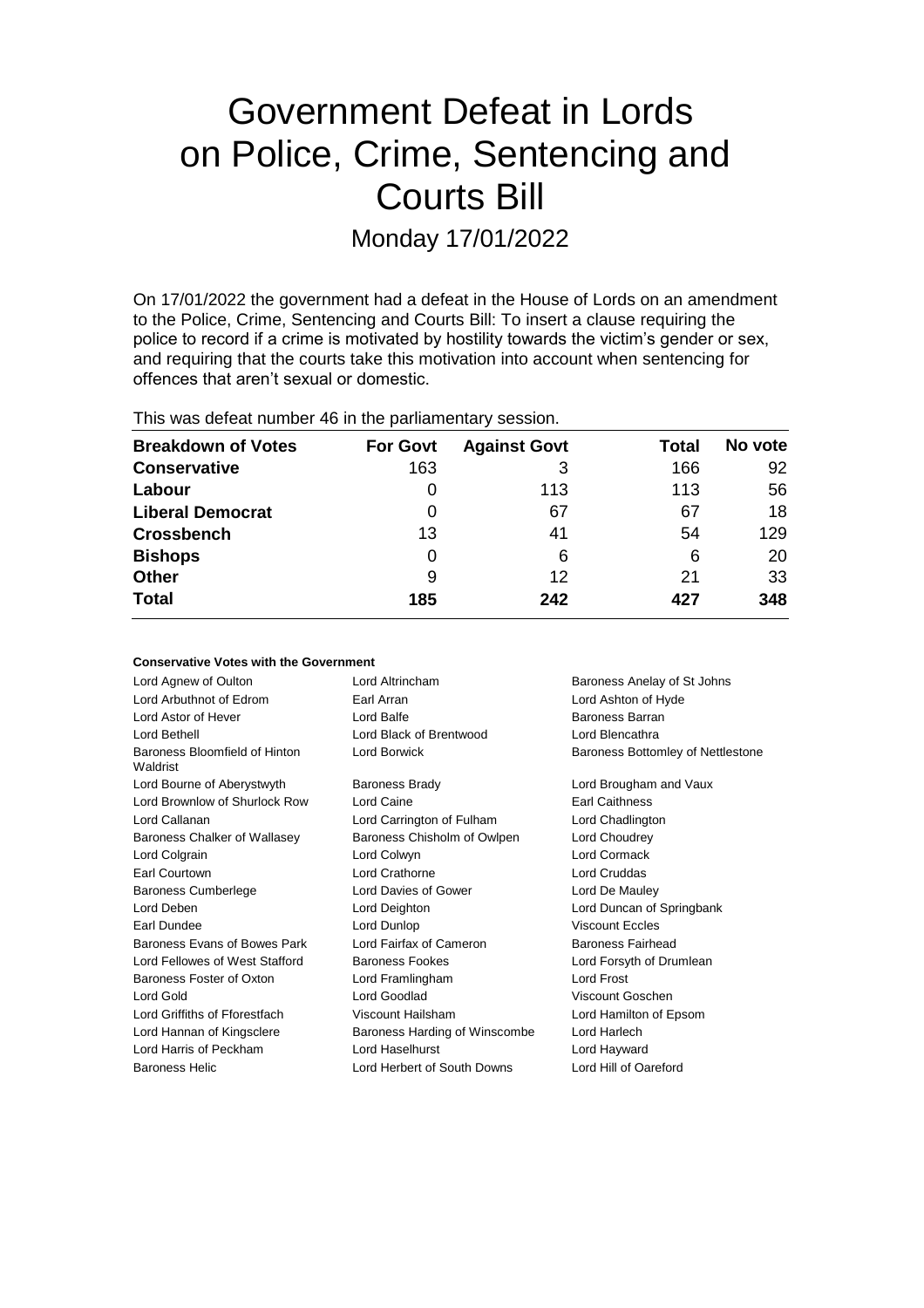# Government Defeat in Lords on Police, Crime, Sentencing and Courts Bill

Monday 17/01/2022

On 17/01/2022 the government had a defeat in the House of Lords on an amendment to the Police, Crime, Sentencing and Courts Bill: To insert a clause requiring the police to record if a crime is motivated by hostility towards the victim's gender or sex, and requiring that the courts take this motivation into account when sentencing for offences that aren't sexual or domestic.

This was defeat number 46 in the parliamentary session.

| Breakdown of Votes | For Govt | Against Govt | Total | No vote |
|---|---|---|---|---|
| Conservative | 163 | 3 | 166 | 92 |
| Labour | 0 | 113 | 113 | 56 |
| Liberal Democrat | 0 | 67 | 67 | 18 |
| Crossbench | 13 | 41 | 54 | 129 |
| Bishops | 0 | 6 | 6 | 20 |
| Other | 9 | 12 | 21 | 33 |
| Total | 185 | 242 | 427 | 348 |

**Conservative Votes with the Government**

| | | |
|---|---|---|
| Lord Agnew of Oulton | Lord Altrincham | Baroness Anelay of St Johns |
| Lord Arbuthnot of Edrom | Earl Arran | Lord Ashton of Hyde |
| Lord Astor of Hever | Lord Balfe | Baroness Barran |
| Lord Bethell | Lord Black of Brentwood | Lord Blencathra |
| Baroness Bloomfield of Hinton Waldrist | Lord Borwick | Baroness Bottomley of Nettlestone |
| Lord Bourne of Aberystwyth | Baroness Brady | Lord Brougham and Vaux |
| Lord Brownlow of Shurlock Row | Lord Caine | Earl Caithness |
| Lord Callanan | Lord Carrington of Fulham | Lord Chadlington |
| Baroness Chalker of Wallasey | Baroness Chisholm of Owlpen | Lord Choudrey |
| Lord Colgrain | Lord Colwyn | Lord Cormack |
| Earl Courtown | Lord Crathorne | Lord Cruddas |
| Baroness Cumberlege | Lord Davies of Gower | Lord De Mauley |
| Lord Deben | Lord Deighton | Lord Duncan of Springbank |
| Earl Dundee | Lord Dunlop | Viscount Eccles |
| Baroness Evans of Bowes Park | Lord Fairfax of Cameron | Baroness Fairhead |
| Lord Fellowes of West Stafford | Baroness Fookes | Lord Forsyth of Drumlean |
| Baroness Foster of Oxton | Lord Framlingham | Lord Frost |
| Lord Gold | Lord Goodlad | Viscount Goschen |
| Lord Griffiths of Fforestfach | Viscount Hailsham | Lord Hamilton of Epsom |
| Lord Hannan of Kingsclere | Baroness Harding of Winscombe | Lord Harlech |
| Lord Harris of Peckham | Lord Haselhurst | Lord Hayward |
| Baroness Helic | Lord Herbert of South Downs | Lord Hill of Oareford |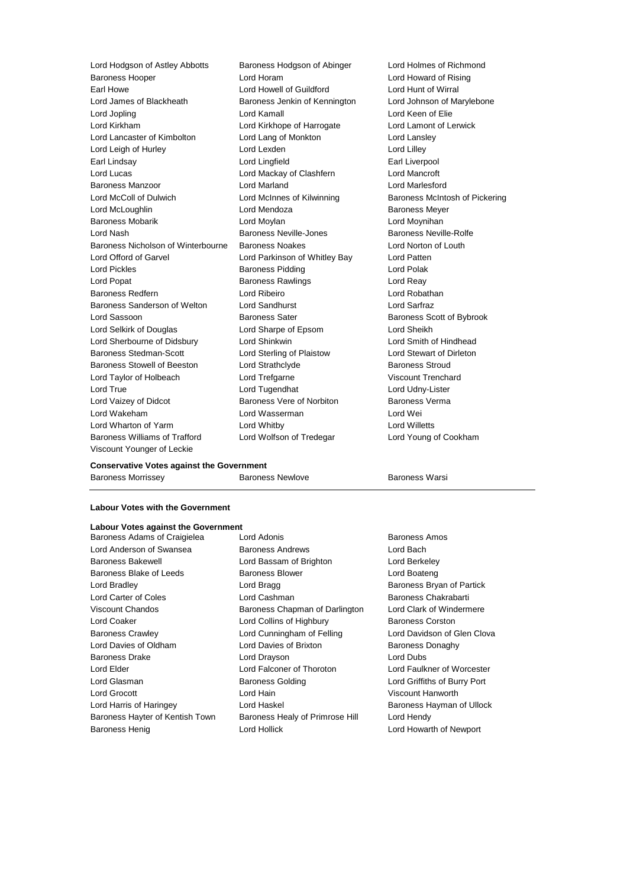Lord Hodgson of Astley Abbotts
Baroness Hodgson of Abinger
Lord Holmes of Richmond
Baroness Hooper
Lord Horam
Lord Howard of Rising
Earl Howe
Lord Howell of Guildford
Lord Hunt of Wirral
Lord James of Blackheath
Baroness Jenkin of Kennington
Lord Johnson of Marylebone
Lord Jopling
Lord Kamall
Lord Keen of Elie
Lord Kirkham
Lord Kirkhope of Harrogate
Lord Lamont of Lerwick
Lord Lancaster of Kimbolton
Lord Lang of Monkton
Lord Lansley
Lord Leigh of Hurley
Lord Lexden
Lord Lilley
Earl Lindsay
Lord Lingfield
Earl Liverpool
Lord Lucas
Lord Mackay of Clashfern
Lord Mancroft
Baroness Manzoor
Lord Marland
Lord Marlesford
Lord McColl of Dulwich
Lord McInnes of Kilwinning
Baroness McIntosh of Pickering
Lord McLoughlin
Lord Mendoza
Baroness Meyer
Baroness Mobarik
Lord Moylan
Lord Moynihan
Lord Nash
Baroness Neville-Jones
Baroness Neville-Rolfe
Baroness Nicholson of Winterbourne
Baroness Noakes
Lord Norton of Louth
Lord Offord of Garvel
Lord Parkinson of Whitley Bay
Lord Patten
Lord Pickles
Baroness Pidding
Lord Polak
Lord Popat
Baroness Rawlings
Lord Reay
Baroness Redfern
Lord Ribeiro
Lord Robathan
Baroness Sanderson of Welton
Lord Sandhurst
Lord Sarfraz
Lord Sassoon
Baroness Sater
Baroness Scott of Bybrook
Lord Selkirk of Douglas
Lord Sharpe of Epsom
Lord Sheikh
Lord Sherbourne of Didsbury
Lord Shinkwin
Lord Smith of Hindhead
Baroness Stedman-Scott
Lord Sterling of Plaistow
Lord Stewart of Dirleton
Baroness Stowell of Beeston
Lord Strathclyde
Baroness Stroud
Lord Taylor of Holbeach
Lord Trefgarne
Viscount Trenchard
Lord True
Lord Tugendhat
Lord Udny-Lister
Lord Vaizey of Didcot
Baroness Vere of Norbiton
Baroness Verma
Lord Wakeham
Lord Wasserman
Lord Wei
Lord Wharton of Yarm
Lord Whitby
Lord Willetts
Baroness Williams of Trafford
Lord Wolfson of Tredegar
Lord Young of Cookham
Viscount Younger of Leckie

**Conservative Votes against the Government**

Baroness Morrissey
Baroness Newlove
Baroness Warsi

**Labour Votes with the Government**

**Labour Votes against the Government**

Baroness Adams of Craigielea
Lord Adonis
Baroness Amos
Lord Anderson of Swansea
Baroness Andrews
Lord Bach
Baroness Bakewell
Lord Bassam of Brighton
Lord Berkeley
Baroness Blake of Leeds
Baroness Blower
Lord Boateng
Lord Bradley
Lord Bragg
Baroness Bryan of Partick
Lord Carter of Coles
Lord Cashman
Baroness Chakrabarti
Viscount Chandos
Baroness Chapman of Darlington
Lord Clark of Windermere
Lord Coaker
Lord Collins of Highbury
Baroness Corston
Baroness Crawley
Lord Cunningham of Felling
Lord Davidson of Glen Clova
Lord Davies of Oldham
Lord Davies of Brixton
Baroness Donaghy
Baroness Drake
Lord Drayson
Lord Dubs
Lord Elder
Lord Falconer of Thoroton
Lord Faulkner of Worcester
Lord Glasman
Baroness Golding
Lord Griffiths of Burry Port
Lord Grocott
Lord Hain
Viscount Hanworth
Lord Harris of Haringey
Lord Haskel
Baroness Hayman of Ullock
Baroness Hayter of Kentish Town
Baroness Healy of Primrose Hill
Lord Hendy
Baroness Henig
Lord Hollick
Lord Howarth of Newport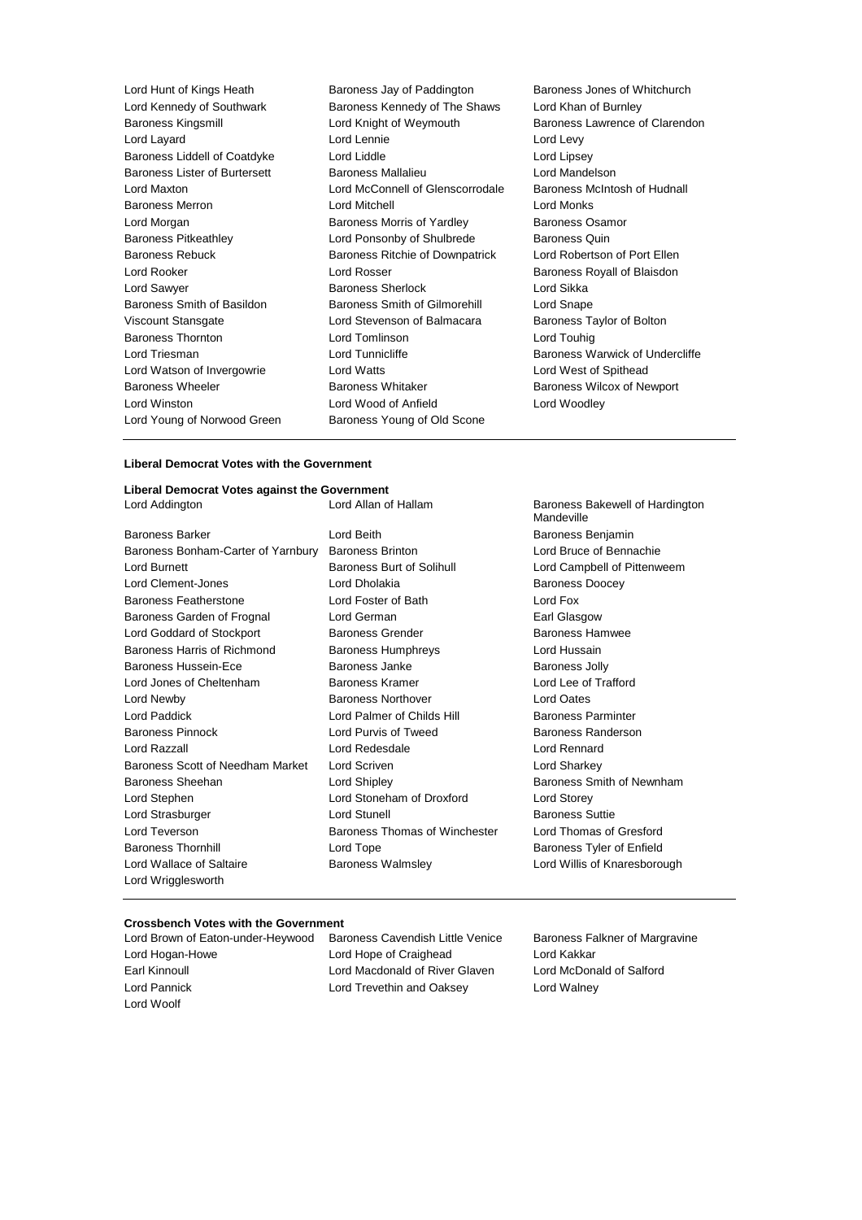Lord Hunt of Kings Heath
Baroness Jay of Paddington
Baroness Jones of Whitchurch
Lord Kennedy of Southwark
Baroness Kennedy of The Shaws
Lord Khan of Burnley
Baroness Kingsmill
Lord Knight of Weymouth
Baroness Lawrence of Clarendon
Lord Layard
Lord Lennie
Lord Levy
Baroness Liddell of Coatdyke
Lord Liddle
Lord Lipsey
Baroness Lister of Burtersett
Baroness Mallalieu
Lord Mandelson
Lord Maxton
Lord McConnell of Glenscorrodale
Baroness McIntosh of Hudnall
Baroness Merron
Lord Mitchell
Lord Monks
Lord Morgan
Baroness Morris of Yardley
Baroness Osamor
Baroness Pitkeathley
Lord Ponsonby of Shulbrede
Baroness Quin
Baroness Rebuck
Baroness Ritchie of Downpatrick
Lord Robertson of Port Ellen
Lord Rooker
Lord Rosser
Baroness Royall of Blaisdon
Lord Sawyer
Baroness Sherlock
Lord Sikka
Baroness Smith of Basildon
Baroness Smith of Gilmorehill
Lord Snape
Viscount Stansgate
Lord Stevenson of Balmacara
Baroness Taylor of Bolton
Baroness Thornton
Lord Tomlinson
Lord Touhig
Lord Triesman
Lord Tunnicliffe
Baroness Warwick of Undercliffe
Lord Watson of Invergowrie
Lord Watts
Lord West of Spithead
Baroness Wheeler
Baroness Whitaker
Baroness Wilcox of Newport
Lord Winston
Lord Wood of Anfield
Lord Woodley
Lord Young of Norwood Green
Baroness Young of Old Scone

**Liberal Democrat Votes with the Government**

**Liberal Democrat Votes against the Government**

Lord Addington
Lord Allan of Hallam
Baroness Bakewell of Hardington Mandeville
Baroness Barker
Lord Beith
Baroness Benjamin
Baroness Bonham-Carter of Yarnbury
Baroness Brinton
Lord Bruce of Bennachie
Lord Burnett
Baroness Burt of Solihull
Lord Campbell of Pittenweem
Lord Clement-Jones
Lord Dholakia
Baroness Doocey
Baroness Featherstone
Lord Foster of Bath
Lord Fox
Baroness Garden of Frognal
Lord German
Earl Glasgow
Lord Goddard of Stockport
Baroness Grender
Baroness Hamwee
Baroness Harris of Richmond
Baroness Humphreys
Lord Hussain
Baroness Hussein-Ece
Baroness Janke
Baroness Jolly
Lord Jones of Cheltenham
Baroness Kramer
Lord Lee of Trafford
Lord Newby
Baroness Northover
Lord Oates
Lord Paddick
Lord Palmer of Childs Hill
Baroness Parminter
Baroness Pinnock
Lord Purvis of Tweed
Baroness Randerson
Lord Razzall
Lord Redesdale
Lord Rennard
Baroness Scott of Needham Market
Lord Scriven
Lord Sharkey
Baroness Sheehan
Lord Shipley
Baroness Smith of Newnham
Lord Stephen
Lord Stoneham of Droxford
Lord Storey
Lord Strasburger
Lord Stunell
Baroness Suttie
Lord Teverson
Baroness Thomas of Winchester
Lord Thomas of Gresford
Baroness Thornhill
Lord Tope
Baroness Tyler of Enfield
Lord Wallace of Saltaire
Baroness Walmsley
Lord Willis of Knaresborough
Lord Wrigglesworth

**Crossbench Votes with the Government**

Lord Brown of Eaton-under-Heywood
Baroness Cavendish Little Venice
Baroness Falkner of Margravine
Lord Hogan-Howe
Lord Hope of Craighead
Lord Kakkar
Earl Kinnoull
Lord Macdonald of River Glaven
Lord McDonald of Salford
Lord Pannick
Lord Trevethin and Oaksey
Lord Walney
Lord Woolf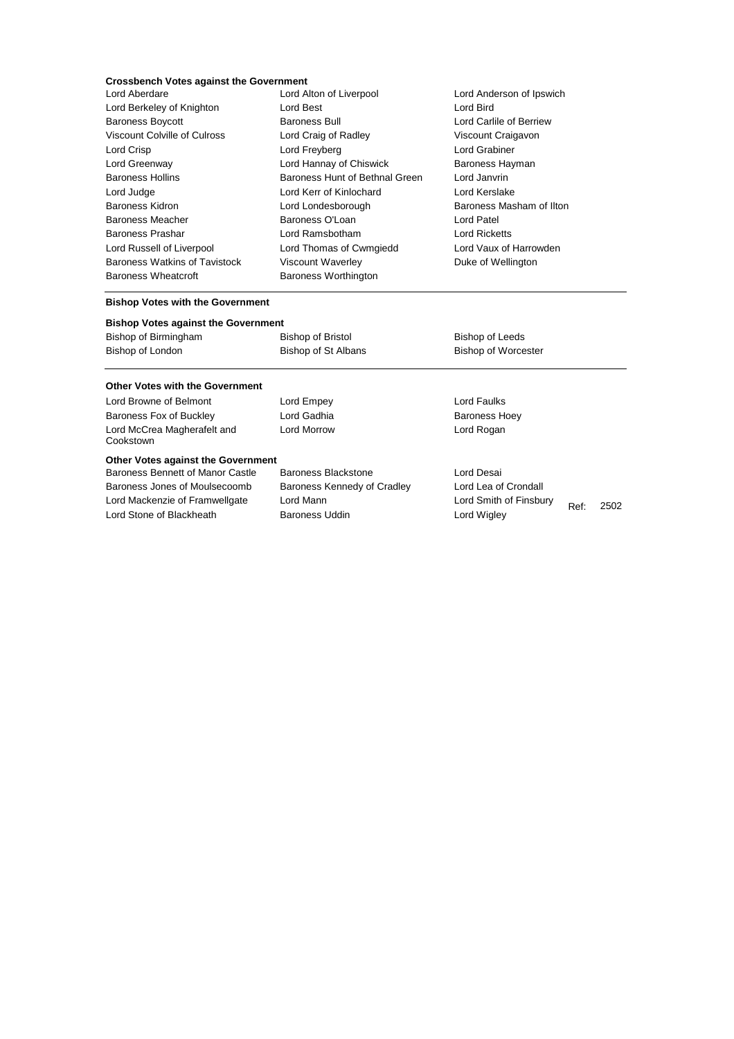**Crossbench Votes against the Government**

| | | |
|---|---|---|
| Lord Aberdare | Lord Alton of Liverpool | Lord Anderson of Ipswich |
| Lord Berkeley of Knighton | Lord Best | Lord Bird |
| Baroness Boycott | Baroness Bull | Lord Carlile of Berriew |
| Viscount Colville of Culross | Lord Craig of Radley | Viscount Craigavon |
| Lord Crisp | Lord Freyberg | Lord Grabiner |
| Lord Greenway | Lord Hannay of Chiswick | Baroness Hayman |
| Baroness Hollins | Baroness Hunt of Bethnal Green | Lord Janvrin |
| Lord Judge | Lord Kerr of Kinlochard | Lord Kerslake |
| Baroness Kidron | Lord Londesborough | Baroness Masham of Ilton |
| Baroness Meacher | Baroness O'Loan | Lord Patel |
| Baroness Prashar | Lord Ramsbotham | Lord Ricketts |
| Lord Russell of Liverpool | Lord Thomas of Cwmgiedd | Lord Vaux of Harrowden |
| Baroness Watkins of Tavistock | Viscount Waverley | Duke of Wellington |
| Baroness Wheatcroft | Baroness Worthington | |

**Bishop Votes with the Government**

**Bishop Votes against the Government**

| | | |
|---|---|---|
| Bishop of Birmingham | Bishop of Bristol | Bishop of Leeds |
| Bishop of London | Bishop of St Albans | Bishop of Worcester |

**Other Votes with the Government**

| | | |
|---|---|---|
| Lord Browne of Belmont | Lord Empey | Lord Faulks |
| Baroness Fox of Buckley | Lord Gadhia | Baroness Hoey |
| Lord McCrea Magherafelt and Cookstown | Lord Morrow | Lord Rogan |

**Other Votes against the Government**

| | | |
|---|---|---|
| Baroness Bennett of Manor Castle | Baroness Blackstone | Lord Desai |
| Baroness Jones of Moulsecoomb | Baroness Kennedy of Cradley | Lord Lea of Crondall |
| Lord Mackenzie of Framwellgate | Lord Mann | Lord Smith of Finsbury |
| Lord Stone of Blackheath | Baroness Uddin | Lord Wigley |

Ref: 2502